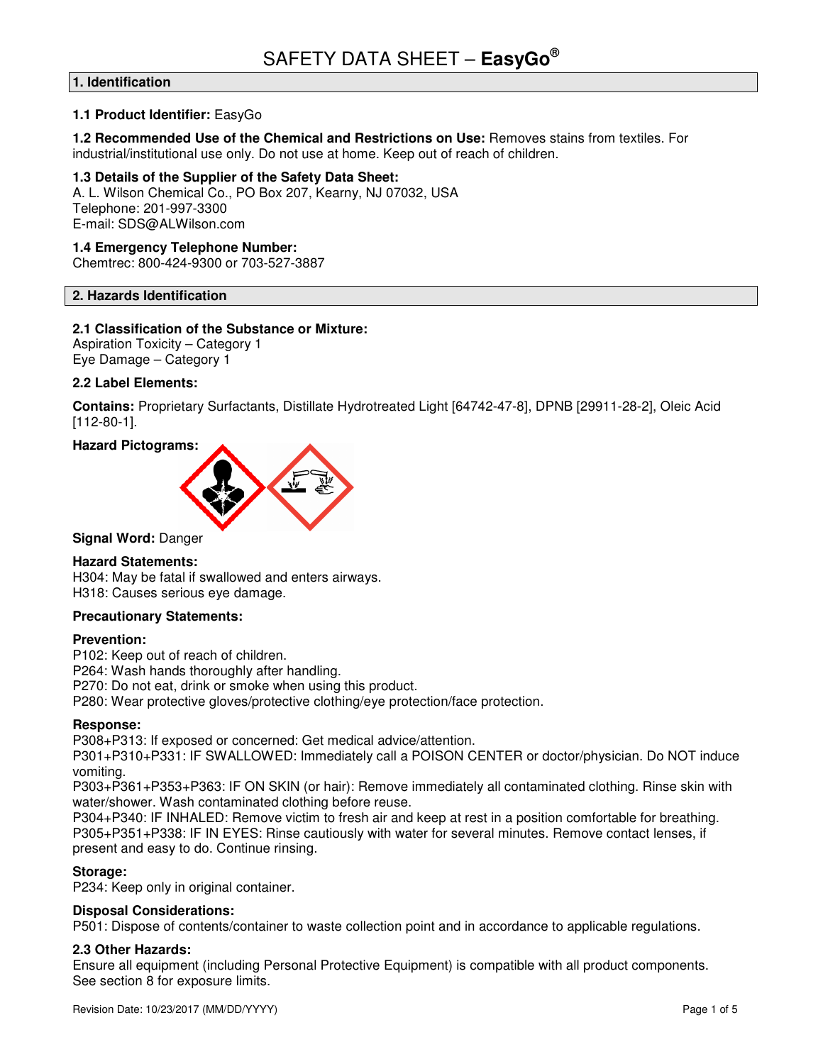# SAFETY DATA SHEET – **EasyGo®**

## 1. Identification

**1.1 Product Identifier:** EasyGo

**1.2 Recommended Use of the Chemical and Restrictions on Use:** Removes stains from textiles. For industrial/institutional use only. Do not use at home. Keep out of reach of children.

**1.3 Details of the Supplier of the Safety Data Sheet:**
A. L. Wilson Chemical Co., PO Box 207, Kearny, NJ 07032, USA
Telephone: 201-997-3300
E-mail: SDS@ALWilson.com

**1.4 Emergency Telephone Number:**
Chemtrec: 800-424-9300 or 703-527-3887

## 2. Hazards Identification

**2.1 Classification of the Substance or Mixture:**
Aspiration Toxicity – Category 1
Eye Damage – Category 1

**2.2 Label Elements:**

**Contains:** Proprietary Surfactants, Distillate Hydrotreated Light [64742-47-8], DPNB [29911-28-2], Oleic Acid [112-80-1].

**Hazard Pictograms:**

**Signal Word:** Danger

**Hazard Statements:**
H304: May be fatal if swallowed and enters airways.
H318: Causes serious eye damage.

**Precautionary Statements:**

**Prevention:**
P102: Keep out of reach of children.
P264: Wash hands thoroughly after handling.
P270: Do not eat, drink or smoke when using this product.
P280: Wear protective gloves/protective clothing/eye protection/face protection.

**Response:**
P308+P313: If exposed or concerned: Get medical advice/attention.
P301+P310+P331: IF SWALLOWED: Immediately call a POISON CENTER or doctor/physician. Do NOT induce vomiting.
P303+P361+P353+P363: IF ON SKIN (or hair): Remove immediately all contaminated clothing. Rinse skin with water/shower. Wash contaminated clothing before reuse.
P304+P340: IF INHALED: Remove victim to fresh air and keep at rest in a position comfortable for breathing.
P305+P351+P338: IF IN EYES: Rinse cautiously with water for several minutes. Remove contact lenses, if present and easy to do. Continue rinsing.

**Storage:**
P234: Keep only in original container.

**Disposal Considerations:**
P501: Dispose of contents/container to waste collection point and in accordance to applicable regulations.

**2.3 Other Hazards:**
Ensure all equipment (including Personal Protective Equipment) is compatible with all product components. See section 8 for exposure limits.

Revision Date: 10/23/2017 (MM/DD/YYYY)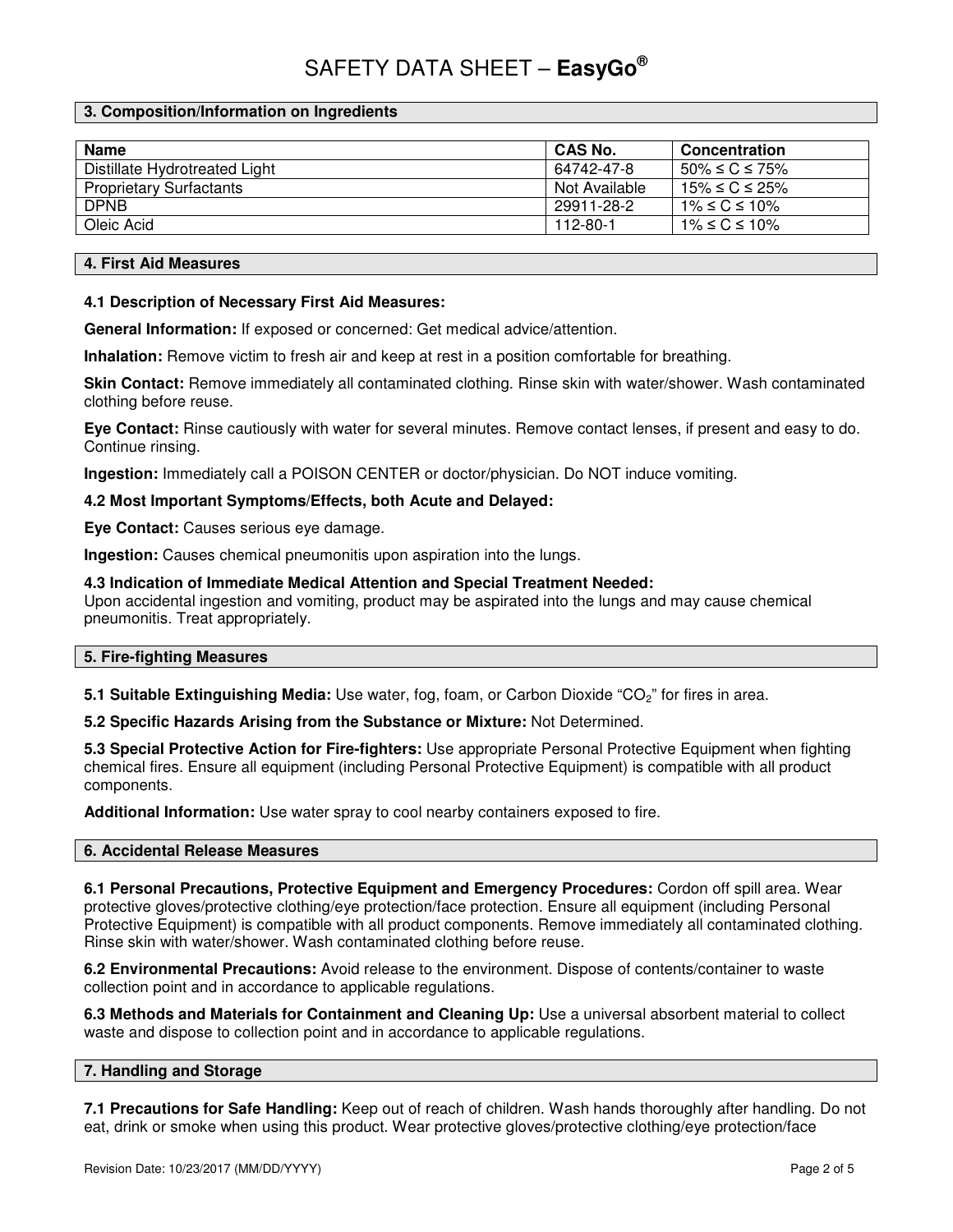## 3. Composition/Information on Ingredients

| Name | CAS No. | Concentration |
|---|---|---|
| Distillate Hydrotreated Light | 64742-47-8 | 50% ≤ C ≤ 75% |
| Proprietary Surfactants | Not Available | 15% ≤ C ≤ 25% |
| DPNB | 29911-28-2 | 1% ≤ C ≤ 10% |
| Oleic Acid | 112-80-1 | 1% ≤ C ≤ 10% |

## 4. First Aid Measures

### 4.1 Description of Necessary First Aid Measures:

**General Information:** If exposed or concerned: Get medical advice/attention.

**Inhalation:** Remove victim to fresh air and keep at rest in a position comfortable for breathing.

**Skin Contact:** Remove immediately all contaminated clothing. Rinse skin with water/shower. Wash contaminated clothing before reuse.

**Eye Contact:** Rinse cautiously with water for several minutes. Remove contact lenses, if present and easy to do. Continue rinsing.

**Ingestion:** Immediately call a POISON CENTER or doctor/physician. Do NOT induce vomiting.

### 4.2 Most Important Symptoms/Effects, both Acute and Delayed:

**Eye Contact:** Causes serious eye damage.

**Ingestion:** Causes chemical pneumonitis upon aspiration into the lungs.

### 4.3 Indication of Immediate Medical Attention and Special Treatment Needed:

Upon accidental ingestion and vomiting, product may be aspirated into the lungs and may cause chemical pneumonitis. Treat appropriately.

## 5. Fire-fighting Measures

**5.1 Suitable Extinguishing Media:** Use water, fog, foam, or Carbon Dioxide "$CO_2$" for fires in area.

**5.2 Specific Hazards Arising from the Substance or Mixture:** Not Determined.

**5.3 Special Protective Action for Fire-fighters:** Use appropriate Personal Protective Equipment when fighting chemical fires. Ensure all equipment (including Personal Protective Equipment) is compatible with all product components.

**Additional Information:** Use water spray to cool nearby containers exposed to fire.

## 6. Accidental Release Measures

**6.1 Personal Precautions, Protective Equipment and Emergency Procedures:** Cordon off spill area. Wear protective gloves/protective clothing/eye protection/face protection. Ensure all equipment (including Personal Protective Equipment) is compatible with all product components. Remove immediately all contaminated clothing. Rinse skin with water/shower. Wash contaminated clothing before reuse.

**6.2 Environmental Precautions:** Avoid release to the environment. Dispose of contents/container to waste collection point and in accordance to applicable regulations.

**6.3 Methods and Materials for Containment and Cleaning Up:** Use a universal absorbent material to collect waste and dispose to collection point and in accordance to applicable regulations.

## 7. Handling and Storage

**7.1 Precautions for Safe Handling:** Keep out of reach of children. Wash hands thoroughly after handling. Do not eat, drink or smoke when using this product. Wear protective gloves/protective clothing/eye protection/face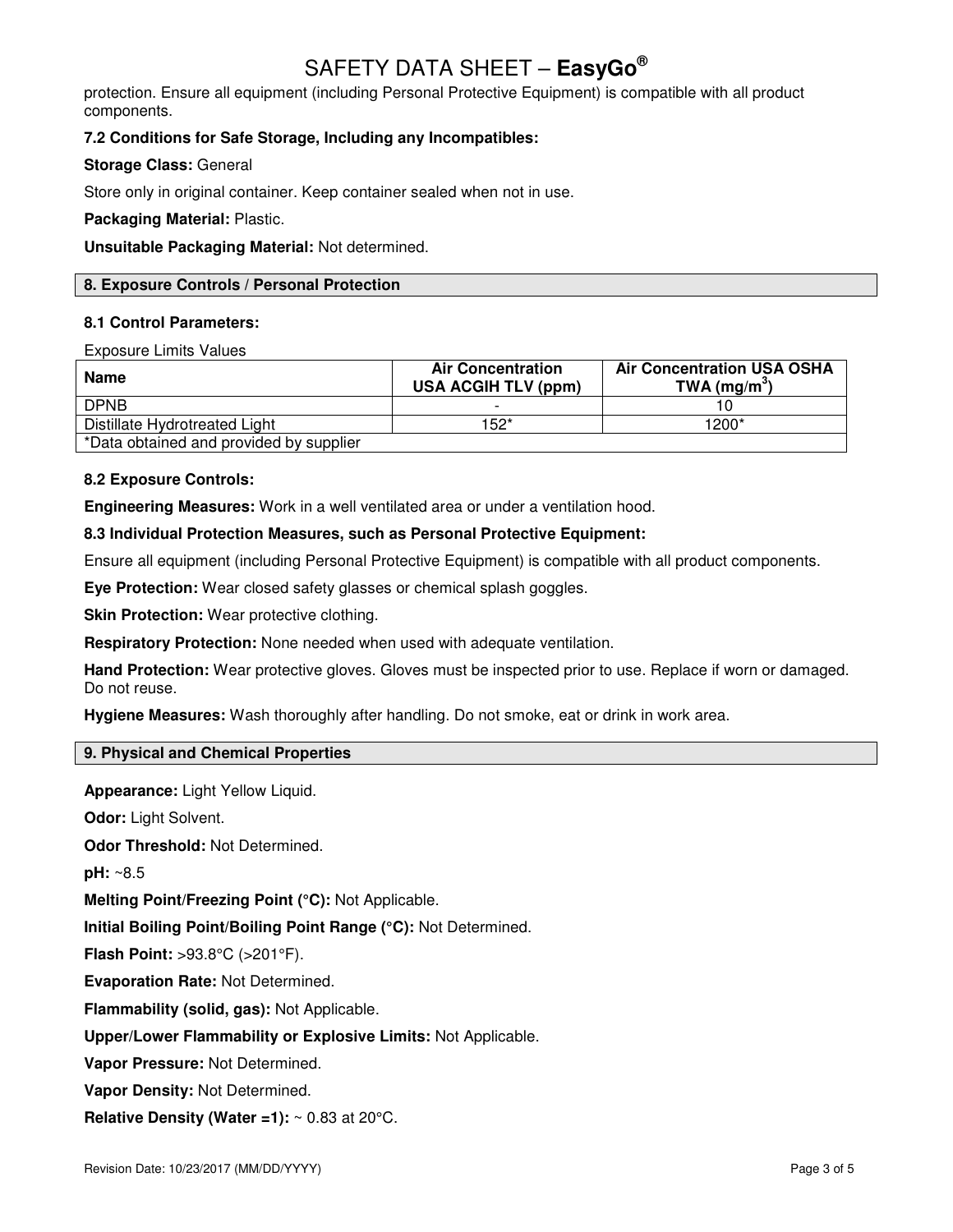protection. Ensure all equipment (including Personal Protective Equipment) is compatible with all product components.

### 7.2 Conditions for Safe Storage, Including any Incompatibles:

**Storage Class:** General

Store only in original container. Keep container sealed when not in use.

**Packaging Material:** Plastic.

**Unsuitable Packaging Material:** Not determined.

## 8. Exposure Controls / Personal Protection

### 8.1 Control Parameters:

Exposure Limits Values

| Name | Air Concentration USA ACGIH TLV (ppm) | Air Concentration USA OSHA TWA ($mg/m^3$) |
|---|---|---|
| DPNB | - | 10 |
| Distillate Hydrotreated Light | 152* | 1200* |
| *Data obtained and provided by supplier | | |

### 8.2 Exposure Controls:

**Engineering Measures:** Work in a well ventilated area or under a ventilation hood.

### 8.3 Individual Protection Measures, such as Personal Protective Equipment:

Ensure all equipment (including Personal Protective Equipment) is compatible with all product components.

**Eye Protection:** Wear closed safety glasses or chemical splash goggles.

**Skin Protection:** Wear protective clothing.

**Respiratory Protection:** None needed when used with adequate ventilation.

**Hand Protection:** Wear protective gloves. Gloves must be inspected prior to use. Replace if worn or damaged. Do not reuse.

**Hygiene Measures:** Wash thoroughly after handling. Do not smoke, eat or drink in work area.

## 9. Physical and Chemical Properties

**Appearance:** Light Yellow Liquid.

**Odor:** Light Solvent.

**Odor Threshold:** Not Determined.

**pH:** ~8.5

**Melting Point/Freezing Point (°C):** Not Applicable.

**Initial Boiling Point/Boiling Point Range (°C):** Not Determined.

**Flash Point:** >93.8°C (>201°F).

**Evaporation Rate:** Not Determined.

**Flammability (solid, gas):** Not Applicable.

**Upper/Lower Flammability or Explosive Limits:** Not Applicable.

**Vapor Pressure:** Not Determined.

**Vapor Density:** Not Determined.

**Relative Density (Water =1):** ~ 0.83 at 20°C.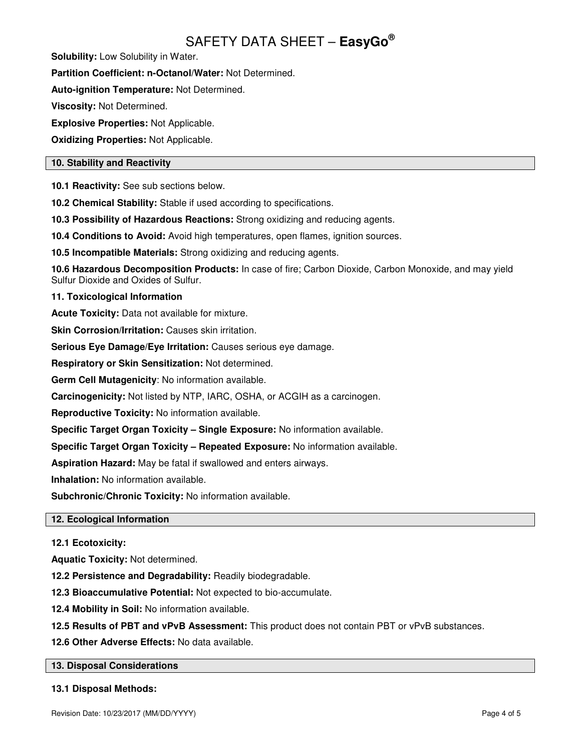**Solubility:** Low Solubility in Water.

**Partition Coefficient: n-Octanol/Water:** Not Determined.

**Auto-ignition Temperature:** Not Determined.

**Viscosity:** Not Determined.

**Explosive Properties:** Not Applicable.

**Oxidizing Properties:** Not Applicable.

## 10. Stability and Reactivity

**10.1 Reactivity:** See sub sections below.

**10.2 Chemical Stability:** Stable if used according to specifications.

**10.3 Possibility of Hazardous Reactions:** Strong oxidizing and reducing agents.

**10.4 Conditions to Avoid:** Avoid high temperatures, open flames, ignition sources.

**10.5 Incompatible Materials:** Strong oxidizing and reducing agents.

**10.6 Hazardous Decomposition Products:** In case of fire; Carbon Dioxide, Carbon Monoxide, and may yield Sulfur Dioxide and Oxides of Sulfur.

## 11. Toxicological Information

**Acute Toxicity:** Data not available for mixture.

**Skin Corrosion/Irritation:** Causes skin irritation.

**Serious Eye Damage/Eye Irritation:** Causes serious eye damage.

**Respiratory or Skin Sensitization:** Not determined.

**Germ Cell Mutagenicity**: No information available.

**Carcinogenicity:** Not listed by NTP, IARC, OSHA, or ACGIH as a carcinogen.

**Reproductive Toxicity:** No information available.

**Specific Target Organ Toxicity – Single Exposure:** No information available.

**Specific Target Organ Toxicity – Repeated Exposure:** No information available.

**Aspiration Hazard:** May be fatal if swallowed and enters airways.

**Inhalation:** No information available.

**Subchronic/Chronic Toxicity:** No information available.

## 12. Ecological Information

**12.1 Ecotoxicity:**

**Aquatic Toxicity:** Not determined.

**12.2 Persistence and Degradability:** Readily biodegradable.

**12.3 Bioaccumulative Potential:** Not expected to bio-accumulate.

**12.4 Mobility in Soil:** No information available.

**12.5 Results of PBT and vPvB Assessment:** This product does not contain PBT or vPvB substances.

**12.6 Other Adverse Effects:** No data available.

## 13. Disposal Considerations

**13.1 Disposal Methods:**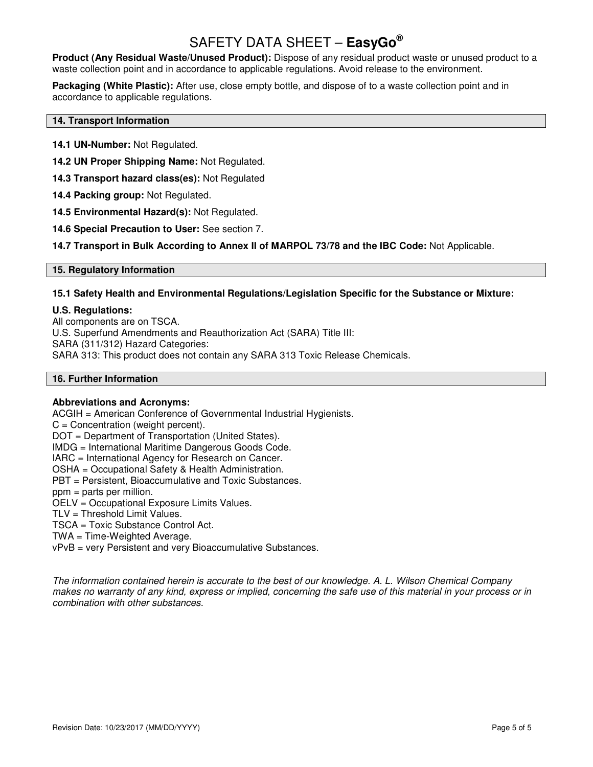**Product (Any Residual Waste/Unused Product):** Dispose of any residual product waste or unused product to a waste collection point and in accordance to applicable regulations. Avoid release to the environment.

**Packaging (White Plastic):** After use, close empty bottle, and dispose of to a waste collection point and in accordance to applicable regulations.

## 14. Transport Information

**14.1 UN-Number:** Not Regulated.

**14.2 UN Proper Shipping Name:** Not Regulated.

**14.3 Transport hazard class(es):** Not Regulated

**14.4 Packing group:** Not Regulated.

**14.5 Environmental Hazard(s):** Not Regulated.

**14.6 Special Precaution to User:** See section 7.

**14.7 Transport in Bulk According to Annex II of MARPOL 73/78 and the IBC Code:** Not Applicable.

## 15. Regulatory Information

**15.1 Safety Health and Environmental Regulations/Legislation Specific for the Substance or Mixture:**

**U.S. Regulations:**
All components are on TSCA.
U.S. Superfund Amendments and Reauthorization Act (SARA) Title III:
SARA (311/312) Hazard Categories:
SARA 313: This product does not contain any SARA 313 Toxic Release Chemicals.

## 16. Further Information

**Abbreviations and Acronyms:**
ACGIH = American Conference of Governmental Industrial Hygienists.
C = Concentration (weight percent).
DOT = Department of Transportation (United States).
IMDG = International Maritime Dangerous Goods Code.
IARC = International Agency for Research on Cancer.
OSHA = Occupational Safety & Health Administration.
PBT = Persistent, Bioaccumulative and Toxic Substances.
ppm = parts per million.
OELV = Occupational Exposure Limits Values.
TLV = Threshold Limit Values.
TSCA = Toxic Substance Control Act.
TWA = Time-Weighted Average.
vPvB = very Persistent and very Bioaccumulative Substances.

*The information contained herein is accurate to the best of our knowledge. A. L. Wilson Chemical Company makes no warranty of any kind, express or implied, concerning the safe use of this material in your process or in combination with other substances.*

Revision Date: 10/23/2017 (MM/DD/YYYY)